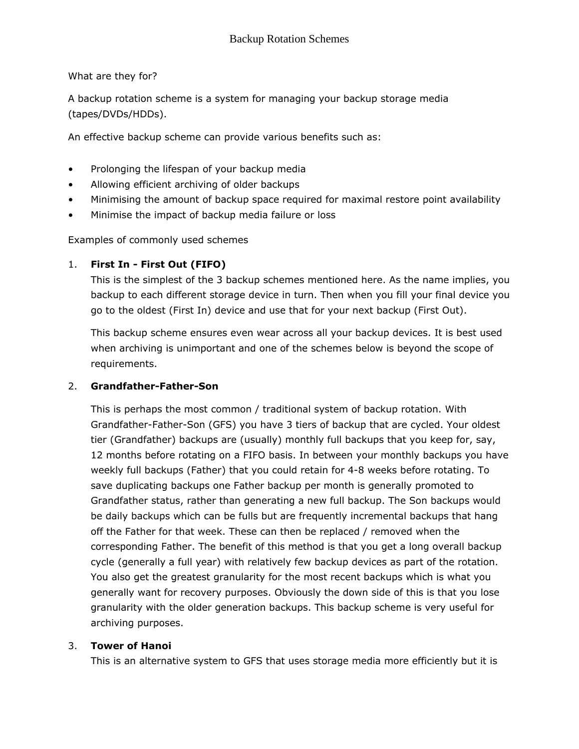# Backup Rotation Schemes

What are they for?

A backup rotation scheme is a system for managing your backup storage media (tapes/DVDs/HDDs).

An effective backup scheme can provide various benefits such as:

- Prolonging the lifespan of your backup media
- Allowing efficient archiving of older backups
- Minimising the amount of backup space required for maximal restore point availability
- Minimise the impact of backup media failure or loss

Examples of commonly used schemes

1. **First In - First Out (FIFO)**
   This is the simplest of the 3 backup schemes mentioned here. As the name implies, you backup to each different storage device in turn. Then when you fill your final device you go to the oldest (First In) device and use that for your next backup (First Out).

   This backup scheme ensures even wear across all your backup devices. It is best used when archiving is unimportant and one of the schemes below is beyond the scope of requirements.

2. **Grandfather-Father-Son**

   This is perhaps the most common / traditional system of backup rotation. With Grandfather-Father-Son (GFS) you have 3 tiers of backup that are cycled. Your oldest tier (Grandfather) backups are (usually) monthly full backups that you keep for, say, 12 months before rotating on a FIFO basis. In between your monthly backups you have weekly full backups (Father) that you could retain for 4-8 weeks before rotating. To save duplicating backups one Father backup per month is generally promoted to Grandfather status, rather than generating a new full backup. The Son backups would be daily backups which can be fulls but are frequently incremental backups that hang off the Father for that week. These can then be replaced / removed when the corresponding Father. The benefit of this method is that you get a long overall backup cycle (generally a full year) with relatively few backup devices as part of the rotation. You also get the greatest granularity for the most recent backups which is what you generally want for recovery purposes. Obviously the down side of this is that you lose granularity with the older generation backups. This backup scheme is very useful for archiving purposes.

3. **Tower of Hanoi**
   This is an alternative system to GFS that uses storage media more efficiently but it is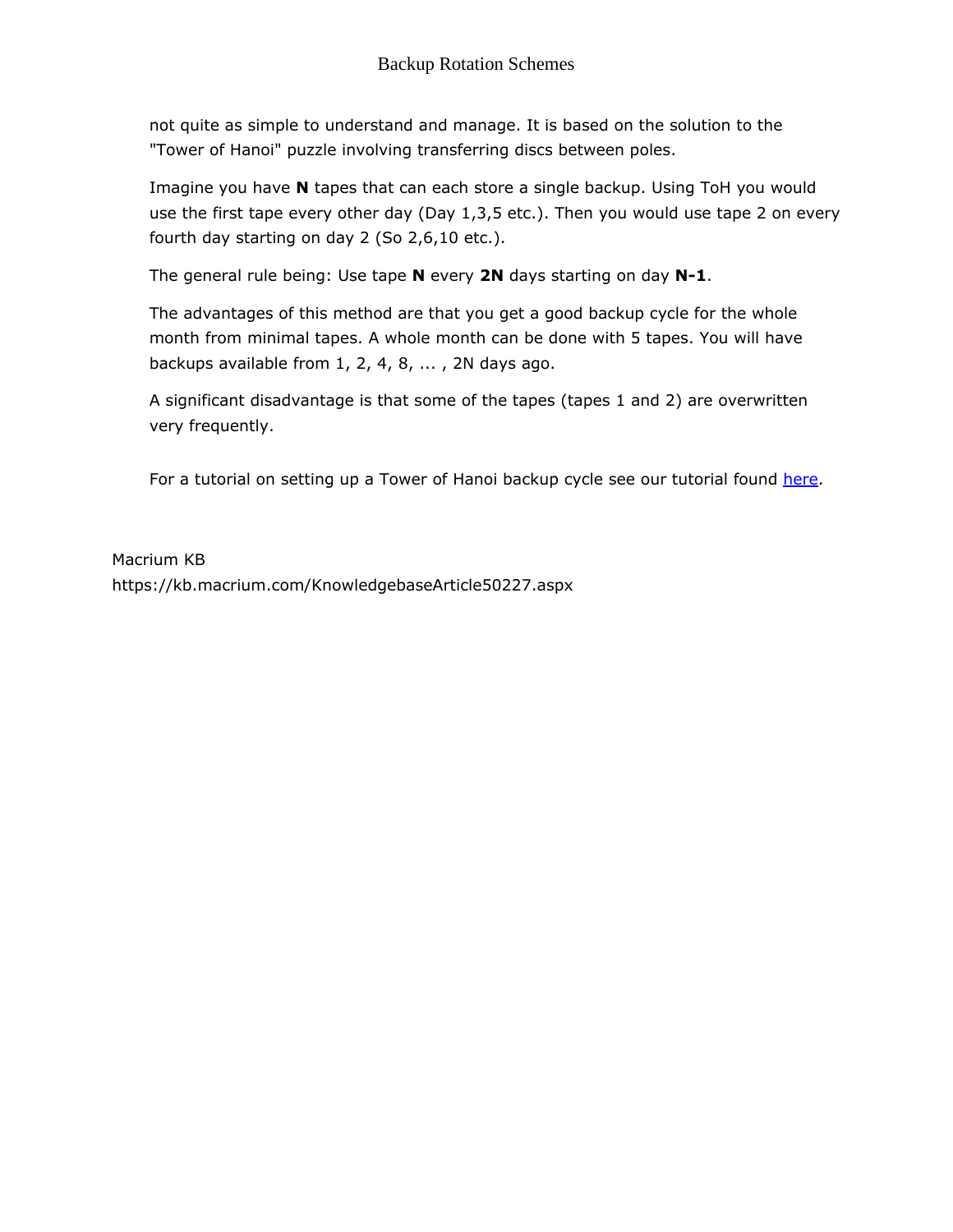not quite as simple to understand and manage. It is based on the solution to the "Tower of Hanoi" puzzle involving transferring discs between poles.

Imagine you have **N** tapes that can each store a single backup. Using ToH you would use the first tape every other day (Day 1,3,5 etc.). Then you would use tape 2 on every fourth day starting on day 2 (So 2,6,10 etc.).

The general rule being: Use tape **N** every **2N** days starting on day **N-1**.

The advantages of this method are that you get a good backup cycle for the whole month from minimal tapes. A whole month can be done with 5 tapes. You will have backups available from 1, 2, 4, 8, ... , 2N days ago.

A significant disadvantage is that some of the tapes (tapes 1 and 2) are overwritten very frequently.

For a tutorial on setting up a Tower of Hanoi backup cycle see our tutorial found here.

Macrium KB
https://kb.macrium.com/KnowledgebaseArticle50227.aspx